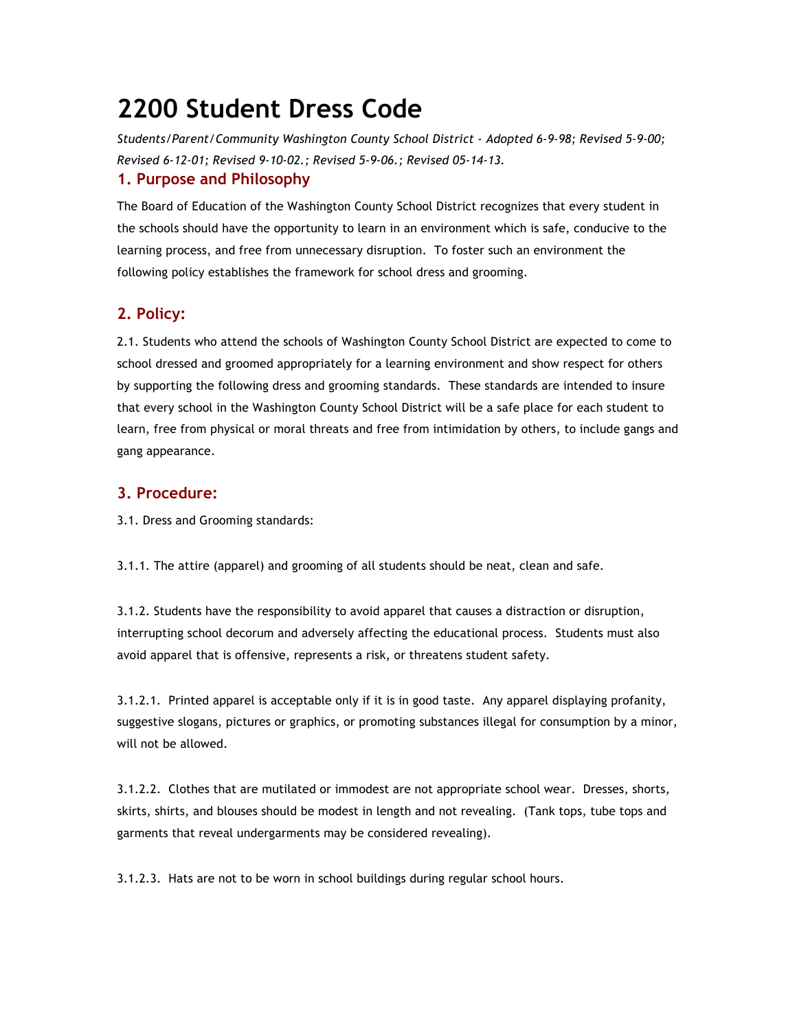# 2200 Student Dress Code

*Students/Parent/Community Washington County School District - Adopted 6-9-98; Revised 5-9-00; Revised 6-12-01; Revised 9-10-02.; Revised 5-9-06.; Revised 05-14-13.*

## 1. Purpose and Philosophy

The Board of Education of the Washington County School District recognizes that every student in the schools should have the opportunity to learn in an environment which is safe, conducive to the learning process, and free from unnecessary disruption. To foster such an environment the following policy establishes the framework for school dress and grooming.

## 2. Policy:

2.1. Students who attend the schools of Washington County School District are expected to come to school dressed and groomed appropriately for a learning environment and show respect for others by supporting the following dress and grooming standards. These standards are intended to insure that every school in the Washington County School District will be a safe place for each student to learn, free from physical or moral threats and free from intimidation by others, to include gangs and gang appearance.

## 3. Procedure:

3.1. Dress and Grooming standards:

3.1.1. The attire (apparel) and grooming of all students should be neat, clean and safe.

3.1.2. Students have the responsibility to avoid apparel that causes a distraction or disruption, interrupting school decorum and adversely affecting the educational process. Students must also avoid apparel that is offensive, represents a risk, or threatens student safety.

3.1.2.1. Printed apparel is acceptable only if it is in good taste. Any apparel displaying profanity, suggestive slogans, pictures or graphics, or promoting substances illegal for consumption by a minor, will not be allowed.

3.1.2.2. Clothes that are mutilated or immodest are not appropriate school wear. Dresses, shorts, skirts, shirts, and blouses should be modest in length and not revealing. (Tank tops, tube tops and garments that reveal undergarments may be considered revealing).

3.1.2.3. Hats are not to be worn in school buildings during regular school hours.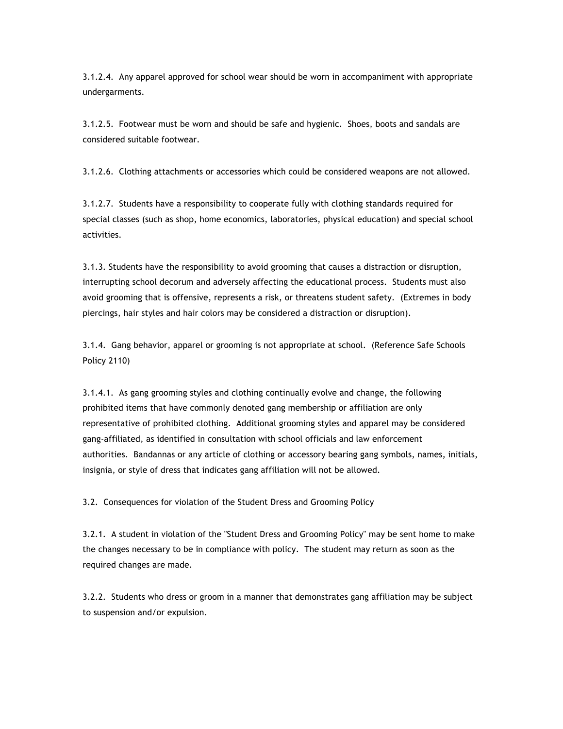3.1.2.4. Any apparel approved for school wear should be worn in accompaniment with appropriate undergarments.

3.1.2.5. Footwear must be worn and should be safe and hygienic. Shoes, boots and sandals are considered suitable footwear.

3.1.2.6. Clothing attachments or accessories which could be considered weapons are not allowed.

3.1.2.7. Students have a responsibility to cooperate fully with clothing standards required for special classes (such as shop, home economics, laboratories, physical education) and special school activities.

3.1.3. Students have the responsibility to avoid grooming that causes a distraction or disruption, interrupting school decorum and adversely affecting the educational process. Students must also avoid grooming that is offensive, represents a risk, or threatens student safety. (Extremes in body piercings, hair styles and hair colors may be considered a distraction or disruption).

3.1.4. Gang behavior, apparel or grooming is not appropriate at school. (Reference Safe Schools Policy 2110)

3.1.4.1. As gang grooming styles and clothing continually evolve and change, the following prohibited items that have commonly denoted gang membership or affiliation are only representative of prohibited clothing. Additional grooming styles and apparel may be considered gang-affiliated, as identified in consultation with school officials and law enforcement authorities. Bandannas or any article of clothing or accessory bearing gang symbols, names, initials, insignia, or style of dress that indicates gang affiliation will not be allowed.

3.2. Consequences for violation of the Student Dress and Grooming Policy

3.2.1. A student in violation of the "Student Dress and Grooming Policy" may be sent home to make the changes necessary to be in compliance with policy. The student may return as soon as the required changes are made.

3.2.2. Students who dress or groom in a manner that demonstrates gang affiliation may be subject to suspension and/or expulsion.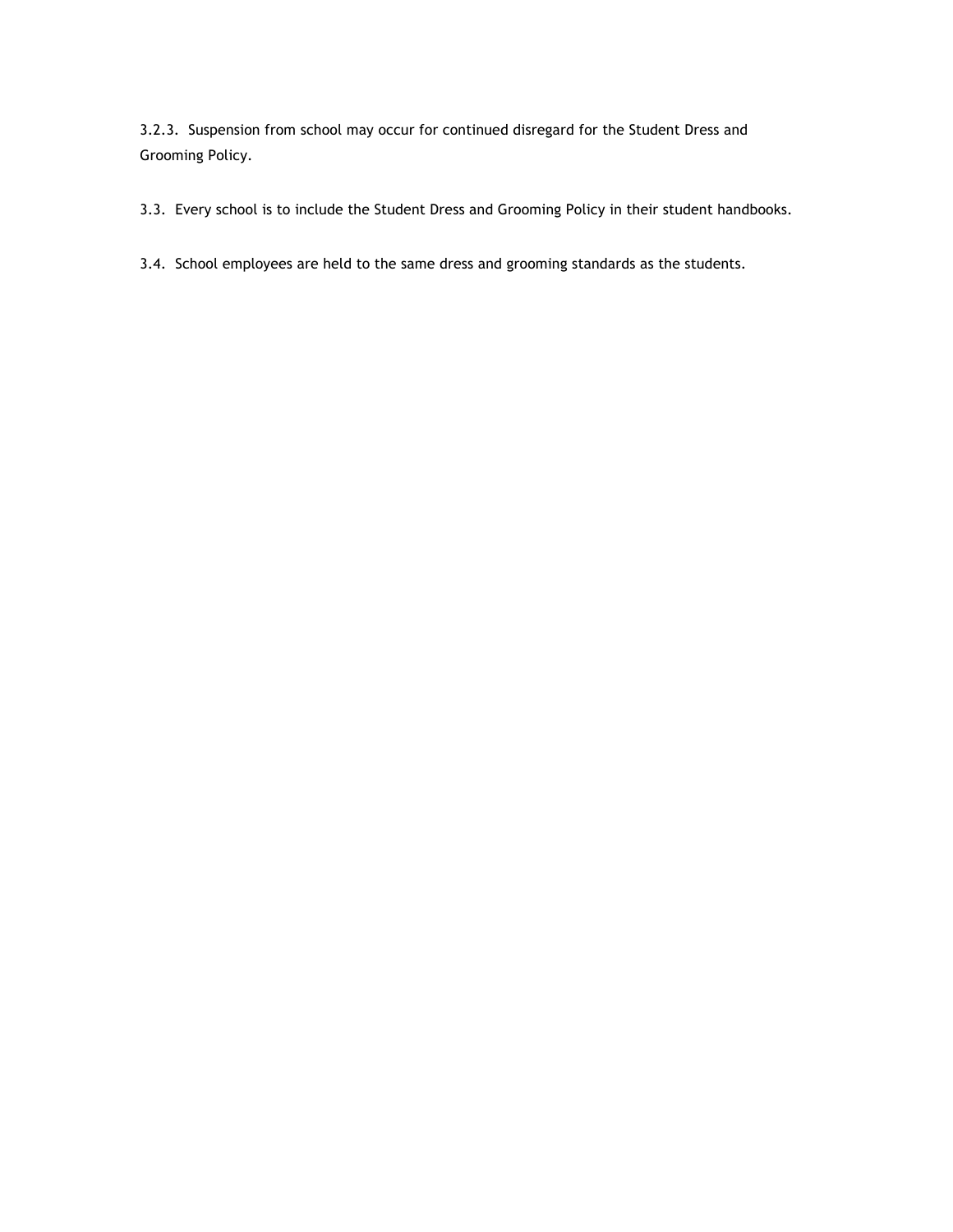3.2.3. Suspension from school may occur for continued disregard for the Student Dress and Grooming Policy.

3.3. Every school is to include the Student Dress and Grooming Policy in their student handbooks.

3.4. School employees are held to the same dress and grooming standards as the students.